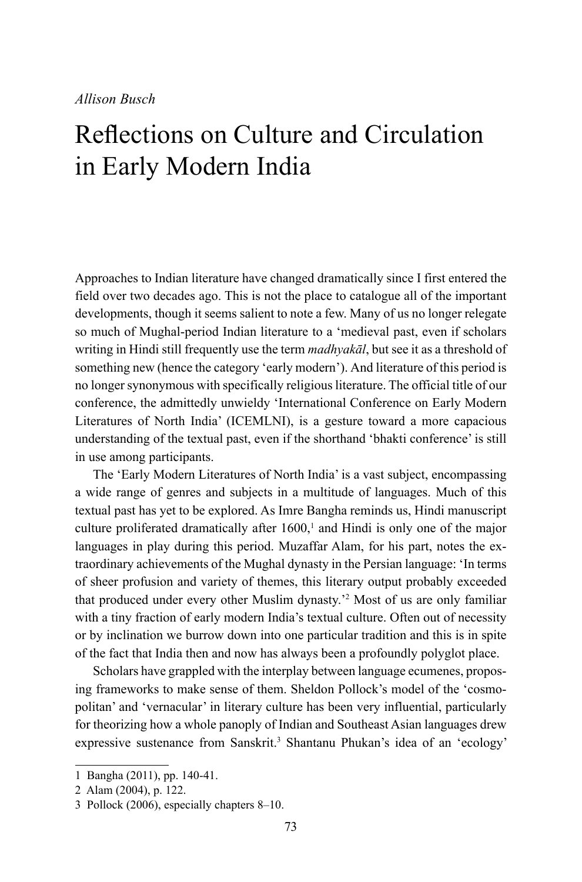*Allison Busch*

# Reflections on Culture and Circulation in Early Modern India

Approaches to Indian literature have changed dramatically since I first entered the field over two decades ago. This is not the place to catalogue all of the important developments, though it seems salient to note a few. Many of us no longer relegate so much of Mughal-period Indian literature to a 'medieval past, even if scholars writing in Hindi still frequently use the term *madhyakāl*, but see it as a threshold of something new (hence the category 'early modern'). And literature of this period is no longer synonymous with specifically religious literature. The official title of our conference, the admittedly unwieldy 'International Conference on Early Modern Literatures of North India' (ICEMLNI), is a gesture toward a more capacious understanding of the textual past, even if the shorthand 'bhakti conference' is still in use among participants.

The 'Early Modern Literatures of North India' is a vast subject, encompassing a wide range of genres and subjects in a multitude of languages. Much of this textual past has yet to be explored. As Imre Bangha reminds us, Hindi manuscript culture proliferated dramatically after 1600,[1] and Hindi is only one of the major languages in play during this period. Muzaffar Alam, for his part, notes the extraordinary achievements of the Mughal dynasty in the Persian language: 'In terms of sheer profusion and variety of themes, this literary output probably exceeded that produced under every other Muslim dynasty.'[2] Most of us are only familiar with a tiny fraction of early modern India's textual culture. Often out of necessity or by inclination we burrow down into one particular tradition and this is in spite of the fact that India then and now has always been a profoundly polyglot place.

Scholars have grappled with the interplay between language ecumenes, proposing frameworks to make sense of them. Sheldon Pollock's model of the 'cosmopolitan' and 'vernacular' in literary culture has been very influential, particularly for theorizing how a whole panoply of Indian and Southeast Asian languages drew expressive sustenance from Sanskrit.[3] Shantanu Phukan's idea of an 'ecology'

---

1 Bangha (2011), pp. 140-41.

2 Alam (2004), p. 122.

3 Pollock (2006), especially chapters 8–10.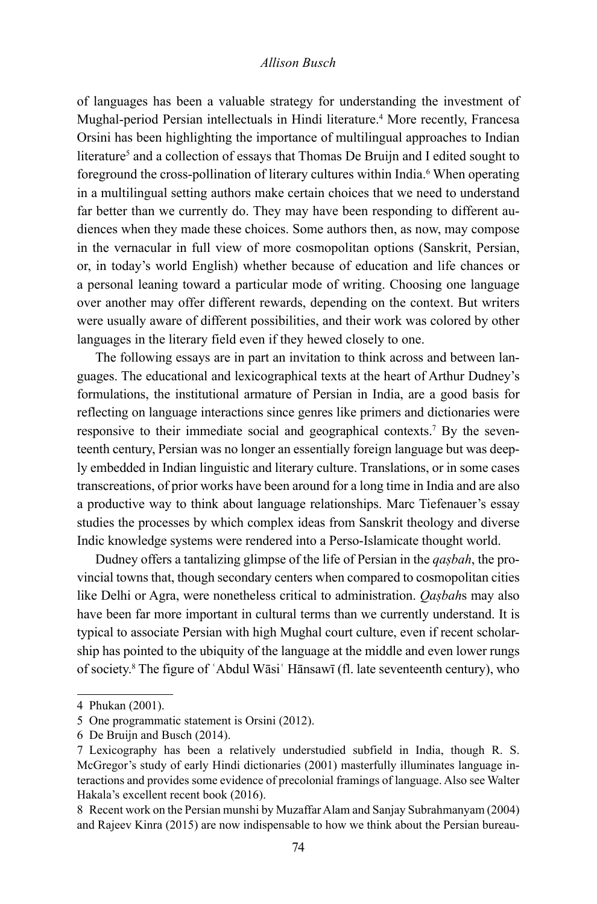of languages has been a valuable strategy for understanding the investment of Mughal-period Persian intellectuals in Hindi literature.[4] More recently, Francesa Orsini has been highlighting the importance of multilingual approaches to Indian literature[5] and a collection of essays that Thomas De Bruijn and I edited sought to foreground the cross-pollination of literary cultures within India.[6] When operating in a multilingual setting authors make certain choices that we need to understand far better than we currently do. They may have been responding to different audiences when they made these choices. Some authors then, as now, may compose in the vernacular in full view of more cosmopolitan options (Sanskrit, Persian, or, in today's world English) whether because of education and life chances or a personal leaning toward a particular mode of writing. Choosing one language over another may offer different rewards, depending on the context. But writers were usually aware of different possibilities, and their work was colored by other languages in the literary field even if they hewed closely to one.

The following essays are in part an invitation to think across and between languages. The educational and lexicographical texts at the heart of Arthur Dudney's formulations, the institutional armature of Persian in India, are a good basis for reflecting on language interactions since genres like primers and dictionaries were responsive to their immediate social and geographical contexts.[7] By the seventeenth century, Persian was no longer an essentially foreign language but was deeply embedded in Indian linguistic and literary culture. Translations, or in some cases transcreations, of prior works have been around for a long time in India and are also a productive way to think about language relationships. Marc Tiefenauer's essay studies the processes by which complex ideas from Sanskrit theology and diverse Indic knowledge systems were rendered into a Perso-Islamicate thought world.

Dudney offers a tantalizing glimpse of the life of Persian in the *qaṣbah*, the provincial towns that, though secondary centers when compared to cosmopolitan cities like Delhi or Agra, were nonetheless critical to administration. *Qaṣbah*s may also have been far more important in cultural terms than we currently understand. It is typical to associate Persian with high Mughal court culture, even if recent scholarship has pointed to the ubiquity of the language at the middle and even lower rungs of society.[8] The figure of ʿAbdul Wāsiʿ Hānsawī (fl. late seventeenth century), who

---

4 Phukan (2001).

5 One programmatic statement is Orsini (2012).

6 De Bruijn and Busch (2014).

7 Lexicography has been a relatively understudied subfield in India, though R. S. McGregor's study of early Hindi dictionaries (2001) masterfully illuminates language interactions and provides some evidence of precolonial framings of language. Also see Walter Hakala's excellent recent book (2016).

8 Recent work on the Persian munshi by Muzaffar Alam and Sanjay Subrahmanyam (2004) and Rajeev Kinra (2015) are now indispensable to how we think about the Persian bureau-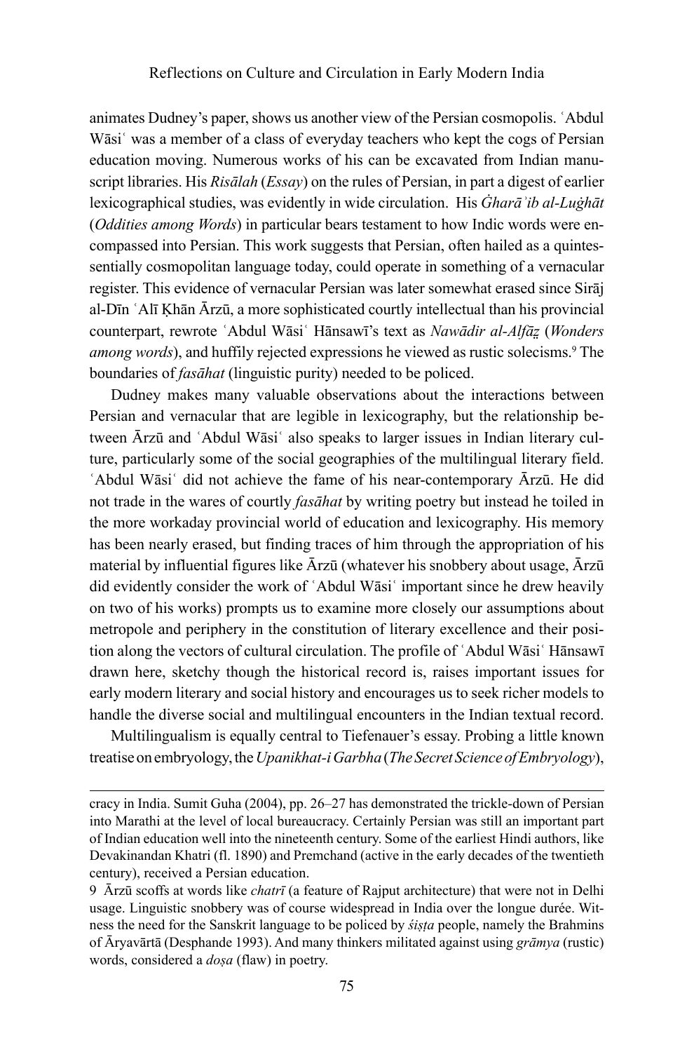animates Dudney's paper, shows us another view of the Persian cosmopolis. ʿAbdul Wāsiʿ was a member of a class of everyday teachers who kept the cogs of Persian education moving. Numerous works of his can be excavated from Indian manuscript libraries. His *Risālah* (*Essay*) on the rules of Persian, in part a digest of earlier lexicographical studies, was evidently in wide circulation. His *Ġharāʾib al-Luġhāt* (*Oddities among Words*) in particular bears testament to how Indic words were encompassed into Persian. This work suggests that Persian, often hailed as a quintessentially cosmopolitan language today, could operate in something of a vernacular register. This evidence of vernacular Persian was later somewhat erased since Sirāj al-Dīn ʿAlī Ḳhān Ārzū, a more sophisticated courtly intellectual than his provincial counterpart, rewrote ʿAbdul Wāsiʿ Hānsawī's text as *Nawādir al-Alfāẓ* (*Wonders among words*), and huffily rejected expressions he viewed as rustic solecisms.[9] The boundaries of *fasāhat* (linguistic purity) needed to be policed.

Dudney makes many valuable observations about the interactions between Persian and vernacular that are legible in lexicography, but the relationship between Ārzū and ʿAbdul Wāsiʿ also speaks to larger issues in Indian literary culture, particularly some of the social geographies of the multilingual literary field. ʿAbdul Wāsiʿ did not achieve the fame of his near-contemporary Ārzū. He did not trade in the wares of courtly *fasāhat* by writing poetry but instead he toiled in the more workaday provincial world of education and lexicography. His memory has been nearly erased, but finding traces of him through the appropriation of his material by influential figures like Ārzū (whatever his snobbery about usage, Ārzū did evidently consider the work of ʿAbdul Wāsiʿ important since he drew heavily on two of his works) prompts us to examine more closely our assumptions about metropole and periphery in the constitution of literary excellence and their position along the vectors of cultural circulation. The profile of ʿAbdul Wāsiʿ Hānsawī drawn here, sketchy though the historical record is, raises important issues for early modern literary and social history and encourages us to seek richer models to handle the diverse social and multilingual encounters in the Indian textual record.

Multilingualism is equally central to Tiefenauer's essay. Probing a little known treatise on embryology, the *Upanikhat-i Garbha* (*The Secret Science of Embryology*),

---

cracy in India. Sumit Guha (2004), pp. 26–27 has demonstrated the trickle-down of Persian into Marathi at the level of local bureaucracy. Certainly Persian was still an important part of Indian education well into the nineteenth century. Some of the earliest Hindi authors, like Devakinandan Khatri (fl. 1890) and Premchand (active in the early decades of the twentieth century), received a Persian education.

9 Ārzū scoffs at words like *chatrī* (a feature of Rajput architecture) that were not in Delhi usage. Linguistic snobbery was of course widespread in India over the longue durée. Witness the need for the Sanskrit language to be policed by *śiṣṭa* people, namely the Brahmins of Āryavārtā (Desphande 1993). And many thinkers militated against using *grāmya* (rustic) words, considered a *doṣa* (flaw) in poetry.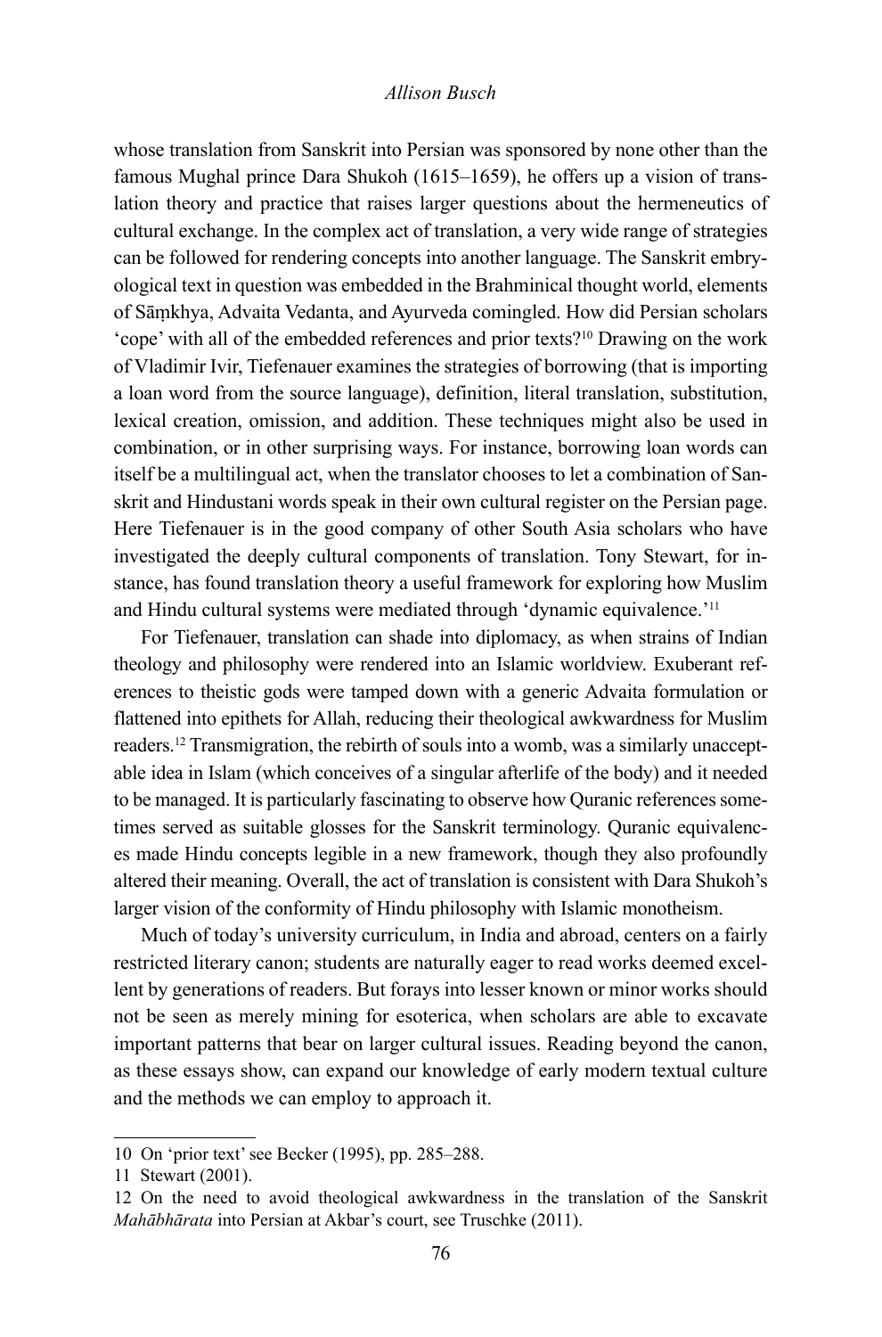whose translation from Sanskrit into Persian was sponsored by none other than the famous Mughal prince Dara Shukoh (1615–1659), he offers up a vision of translation theory and practice that raises larger questions about the hermeneutics of cultural exchange. In the complex act of translation, a very wide range of strategies can be followed for rendering concepts into another language. The Sanskrit embryological text in question was embedded in the Brahminical thought world, elements of Sāṃkhya, Advaita Vedanta, and Ayurveda comingled. How did Persian scholars 'cope' with all of the embedded references and prior texts?[10] Drawing on the work of Vladimir Ivir, Tiefenauer examines the strategies of borrowing (that is importing a loan word from the source language), definition, literal translation, substitution, lexical creation, omission, and addition. These techniques might also be used in combination, or in other surprising ways. For instance, borrowing loan words can itself be a multilingual act, when the translator chooses to let a combination of Sanskrit and Hindustani words speak in their own cultural register on the Persian page. Here Tiefenauer is in the good company of other South Asia scholars who have investigated the deeply cultural components of translation. Tony Stewart, for instance, has found translation theory a useful framework for exploring how Muslim and Hindu cultural systems were mediated through 'dynamic equivalence.'[11]

For Tiefenauer, translation can shade into diplomacy, as when strains of Indian theology and philosophy were rendered into an Islamic worldview. Exuberant references to theistic gods were tamped down with a generic Advaita formulation or flattened into epithets for Allah, reducing their theological awkwardness for Muslim readers.[12] Transmigration, the rebirth of souls into a womb, was a similarly unacceptable idea in Islam (which conceives of a singular afterlife of the body) and it needed to be managed. It is particularly fascinating to observe how Quranic references sometimes served as suitable glosses for the Sanskrit terminology. Quranic equivalences made Hindu concepts legible in a new framework, though they also profoundly altered their meaning. Overall, the act of translation is consistent with Dara Shukoh's larger vision of the conformity of Hindu philosophy with Islamic monotheism.

Much of today's university curriculum, in India and abroad, centers on a fairly restricted literary canon; students are naturally eager to read works deemed excellent by generations of readers. But forays into lesser known or minor works should not be seen as merely mining for esoterica, when scholars are able to excavate important patterns that bear on larger cultural issues. Reading beyond the canon, as these essays show, can expand our knowledge of early modern textual culture and the methods we can employ to approach it.

---

10 On 'prior text' see Becker (1995), pp. 285–288.

11 Stewart (2001).

12 On the need to avoid theological awkwardness in the translation of the Sanskrit *Mahābhārata* into Persian at Akbar's court, see Truschke (2011).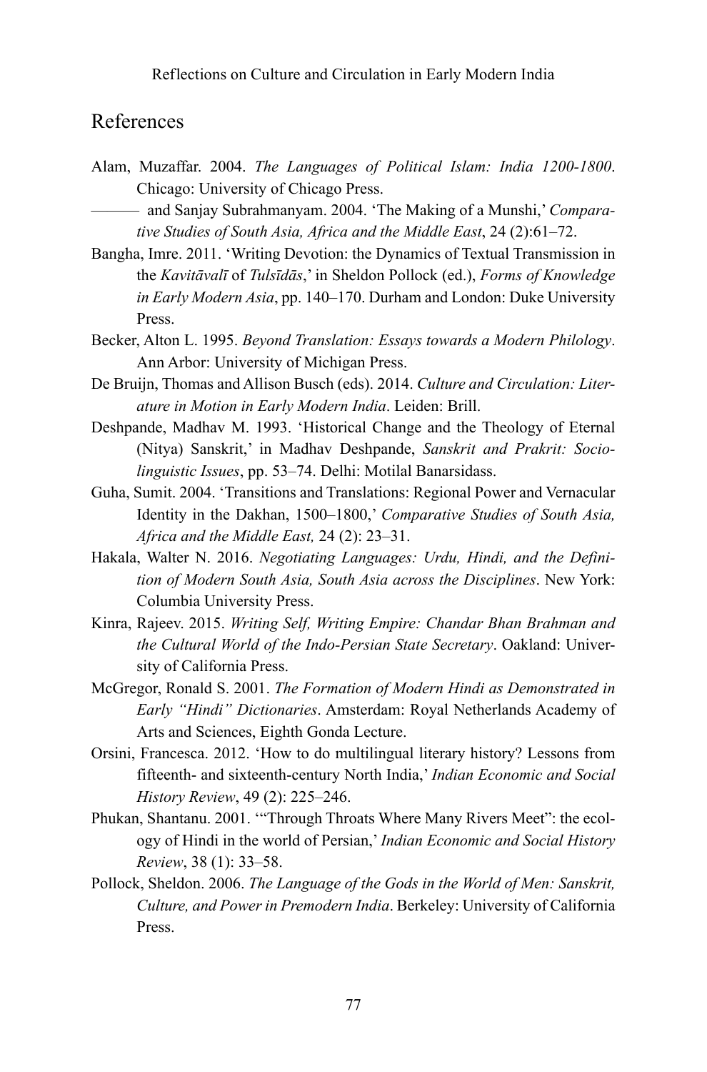## References

Alam, Muzaffar. 2004. *The Languages of Political Islam: India 1200-1800*. Chicago: University of Chicago Press.

——— and Sanjay Subrahmanyam. 2004. 'The Making of a Munshi,' *Comparative Studies of South Asia, Africa and the Middle East*, 24 (2):61–72.

Bangha, Imre. 2011. 'Writing Devotion: the Dynamics of Textual Transmission in the *Kavitāvalī* of *Tulsīdās*,' in Sheldon Pollock (ed.), *Forms of Knowledge in Early Modern Asia*, pp. 140–170. Durham and London: Duke University Press.

Becker, Alton L. 1995. *Beyond Translation: Essays towards a Modern Philology*. Ann Arbor: University of Michigan Press.

De Bruijn, Thomas and Allison Busch (eds). 2014. *Culture and Circulation: Literature in Motion in Early Modern India*. Leiden: Brill.

Deshpande, Madhav M. 1993. 'Historical Change and the Theology of Eternal (Nitya) Sanskrit,' in Madhav Deshpande, *Sanskrit and Prakrit: Sociolinguistic Issues*, pp. 53–74. Delhi: Motilal Banarsidass.

Guha, Sumit. 2004. 'Transitions and Translations: Regional Power and Vernacular Identity in the Dakhan, 1500–1800,' *Comparative Studies of South Asia, Africa and the Middle East,* 24 (2): 23–31.

Hakala, Walter N. 2016. *Negotiating Languages: Urdu, Hindi, and the Definition of Modern South Asia, South Asia across the Disciplines*. New York: Columbia University Press.

Kinra, Rajeev. 2015. *Writing Self, Writing Empire: Chandar Bhan Brahman and the Cultural World of the Indo-Persian State Secretary*. Oakland: University of California Press.

McGregor, Ronald S. 2001. *The Formation of Modern Hindi as Demonstrated in Early "Hindi" Dictionaries*. Amsterdam: Royal Netherlands Academy of Arts and Sciences, Eighth Gonda Lecture.

Orsini, Francesca. 2012. 'How to do multilingual literary history? Lessons from fifteenth- and sixteenth-century North India,' *Indian Economic and Social History Review*, 49 (2): 225–246.

Phukan, Shantanu. 2001. '"Through Throats Where Many Rivers Meet": the ecology of Hindi in the world of Persian,' *Indian Economic and Social History Review*, 38 (1): 33–58.

Pollock, Sheldon. 2006. *The Language of the Gods in the World of Men: Sanskrit, Culture, and Power in Premodern India*. Berkeley: University of California Press.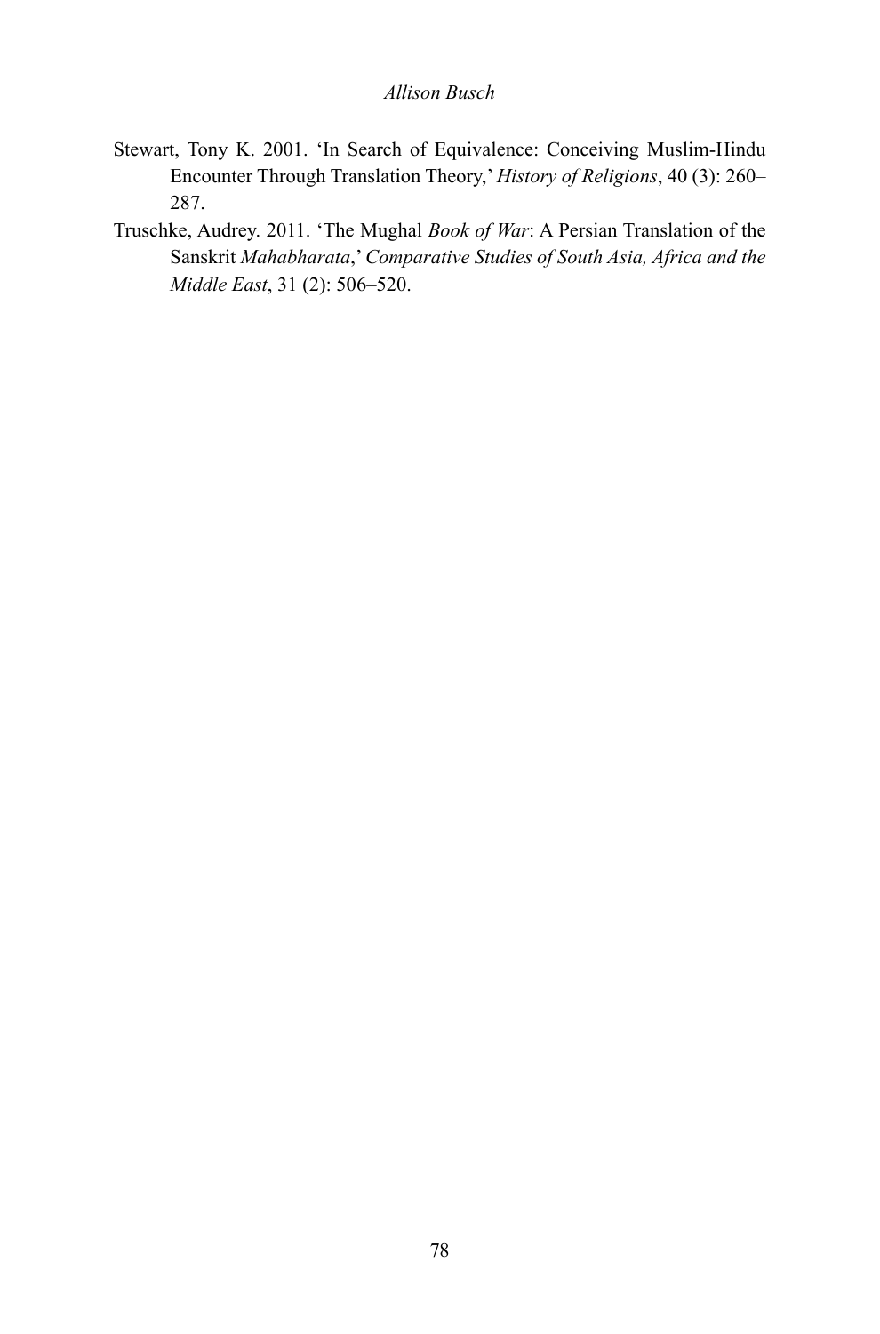Stewart, Tony K. 2001. 'In Search of Equivalence: Conceiving Muslim-Hindu Encounter Through Translation Theory,' *History of Religions*, 40 (3): 260–287.

Truschke, Audrey. 2011. 'The Mughal *Book of War*: A Persian Translation of the Sanskrit *Mahabharata*,' *Comparative Studies of South Asia, Africa and the Middle East*, 31 (2): 506–520.